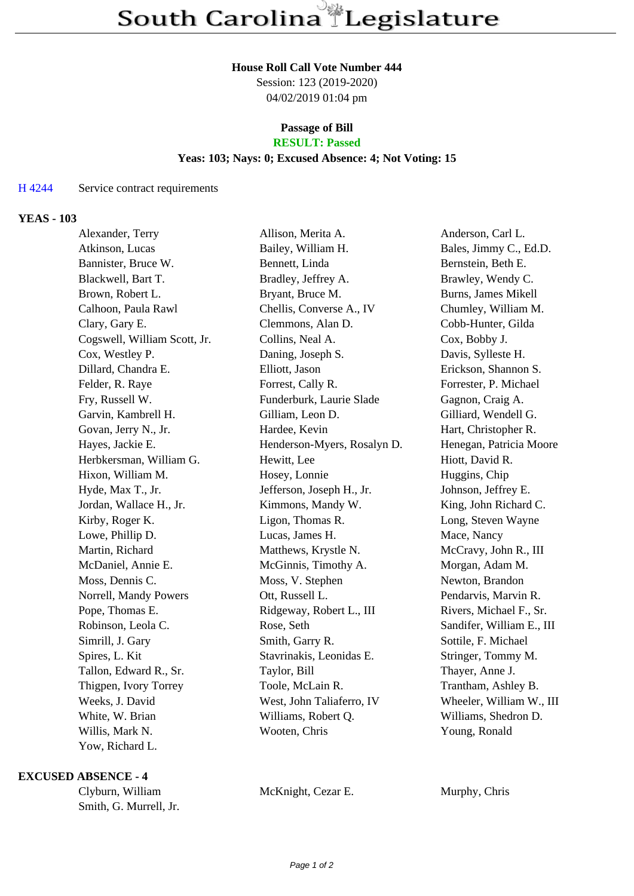# South Carolina Legislature

**House Roll Call Vote Number 444**
Session: 123 (2019-2020)
04/02/2019 01:04 pm

**Passage of Bill**
**RESULT: Passed**
**Yeas: 103; Nays: 0; Excused Absence: 4; Not Voting: 15**

H 4244 Service contract requirements

**YEAS - 103**

| | | |
|---|---|---|
| Alexander, Terry | Allison, Merita A. | Anderson, Carl L. |
| Atkinson, Lucas | Bailey, William H. | Bales, Jimmy C., Ed.D. |
| Bannister, Bruce W. | Bennett, Linda | Bernstein, Beth E. |
| Blackwell, Bart T. | Bradley, Jeffrey A. | Brawley, Wendy C. |
| Brown, Robert L. | Bryant, Bruce M. | Burns, James Mikell |
| Calhoon, Paula Rawl | Chellis, Converse A., IV | Chumley, William M. |
| Clary, Gary E. | Clemmons, Alan D. | Cobb-Hunter, Gilda |
| Cogswell, William Scott, Jr. | Collins, Neal A. | Cox, Bobby J. |
| Cox, Westley P. | Daning, Joseph S. | Davis, Sylleste H. |
| Dillard, Chandra E. | Elliott, Jason | Erickson, Shannon S. |
| Felder, R. Raye | Forrest, Cally R. | Forrester, P. Michael |
| Fry, Russell W. | Funderburk, Laurie Slade | Gagnon, Craig A. |
| Garvin, Kambrell H. | Gilliam, Leon D. | Gilliard, Wendell G. |
| Govan, Jerry N., Jr. | Hardee, Kevin | Hart, Christopher R. |
| Hayes, Jackie E. | Henderson-Myers, Rosalyn D. | Henegan, Patricia Moore |
| Herbkersman, William G. | Hewitt, Lee | Hiott, David R. |
| Hixon, William M. | Hosey, Lonnie | Huggins, Chip |
| Hyde, Max T., Jr. | Jefferson, Joseph H., Jr. | Johnson, Jeffrey E. |
| Jordan, Wallace H., Jr. | Kimmons, Mandy W. | King, John Richard C. |
| Kirby, Roger K. | Ligon, Thomas R. | Long, Steven Wayne |
| Lowe, Phillip D. | Lucas, James H. | Mace, Nancy |
| Martin, Richard | Matthews, Krystle N. | McCravy, John R., III |
| McDaniel, Annie E. | McGinnis, Timothy A. | Morgan, Adam M. |
| Moss, Dennis C. | Moss, V. Stephen | Newton, Brandon |
| Norrell, Mandy Powers | Ott, Russell L. | Pendarvis, Marvin R. |
| Pope, Thomas E. | Ridgeway, Robert L., III | Rivers, Michael F., Sr. |
| Robinson, Leola C. | Rose, Seth | Sandifer, William E., III |
| Simrill, J. Gary | Smith, Garry R. | Sottile, F. Michael |
| Spires, L. Kit | Stavrinakis, Leonidas E. | Stringer, Tommy M. |
| Tallon, Edward R., Sr. | Taylor, Bill | Thayer, Anne J. |
| Thigpen, Ivory Torrey | Toole, McLain R. | Trantham, Ashley B. |
| Weeks, J. David | West, John Taliaferro, IV | Wheeler, William W., III |
| White, W. Brian | Williams, Robert Q. | Williams, Shedron D. |
| Willis, Mark N. | Wooten, Chris | Young, Ronald |
| Yow, Richard L. | | |

**EXCUSED ABSENCE - 4**

| | | |
|---|---|---|
| Clyburn, William | McKnight, Cezar E. | Murphy, Chris |
| Smith, G. Murrell, Jr. | | |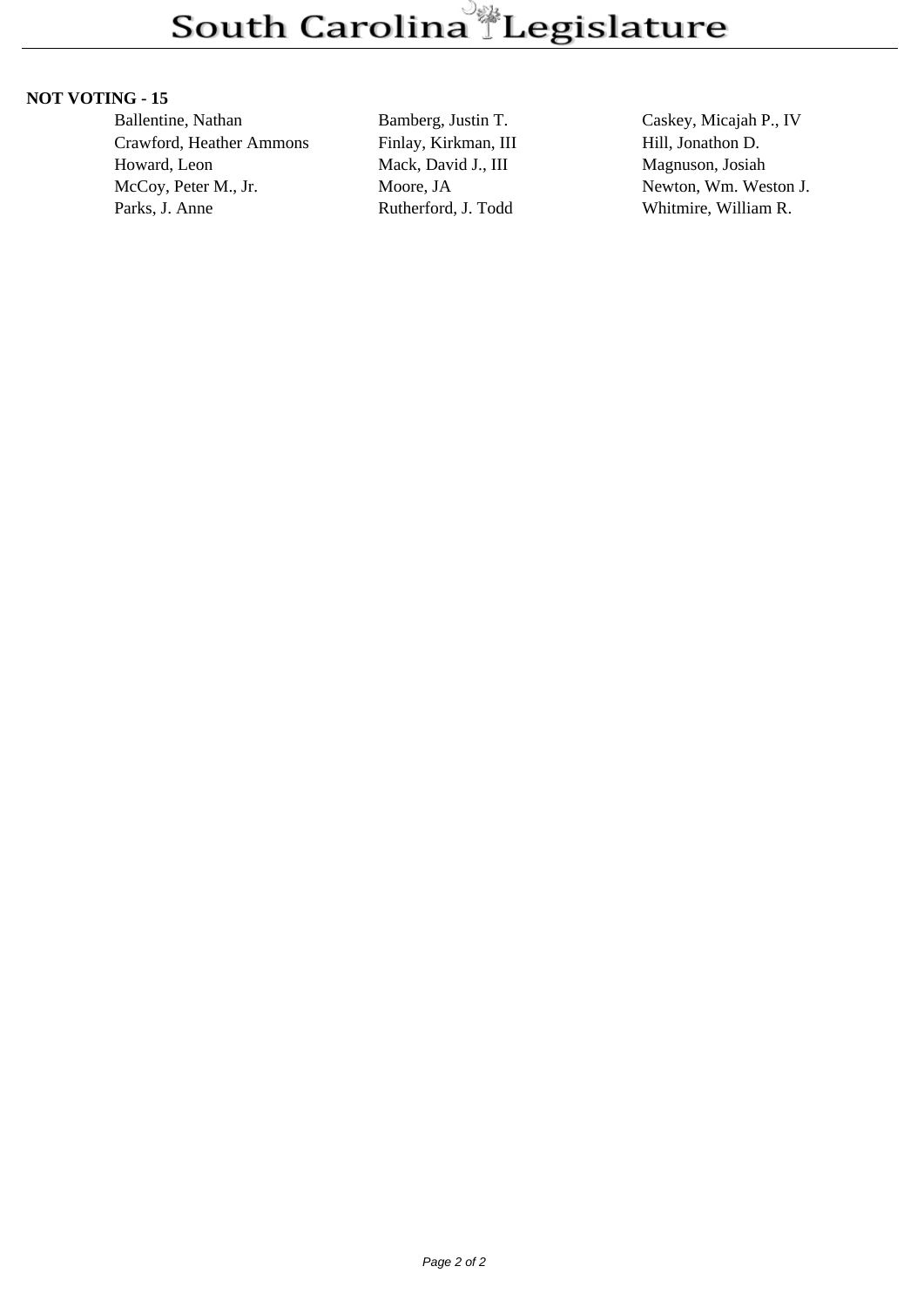**NOT VOTING - 15**

| | | |
|---|---|---|
| Ballentine, Nathan | Bamberg, Justin T. | Caskey, Micajah P., IV |
| Crawford, Heather Ammons | Finlay, Kirkman, III | Hill, Jonathon D. |
| Howard, Leon | Mack, David J., III | Magnuson, Josiah |
| McCoy, Peter M., Jr. | Moore, JA | Newton, Wm. Weston J. |
| Parks, J. Anne | Rutherford, J. Todd | Whitmire, William R. |